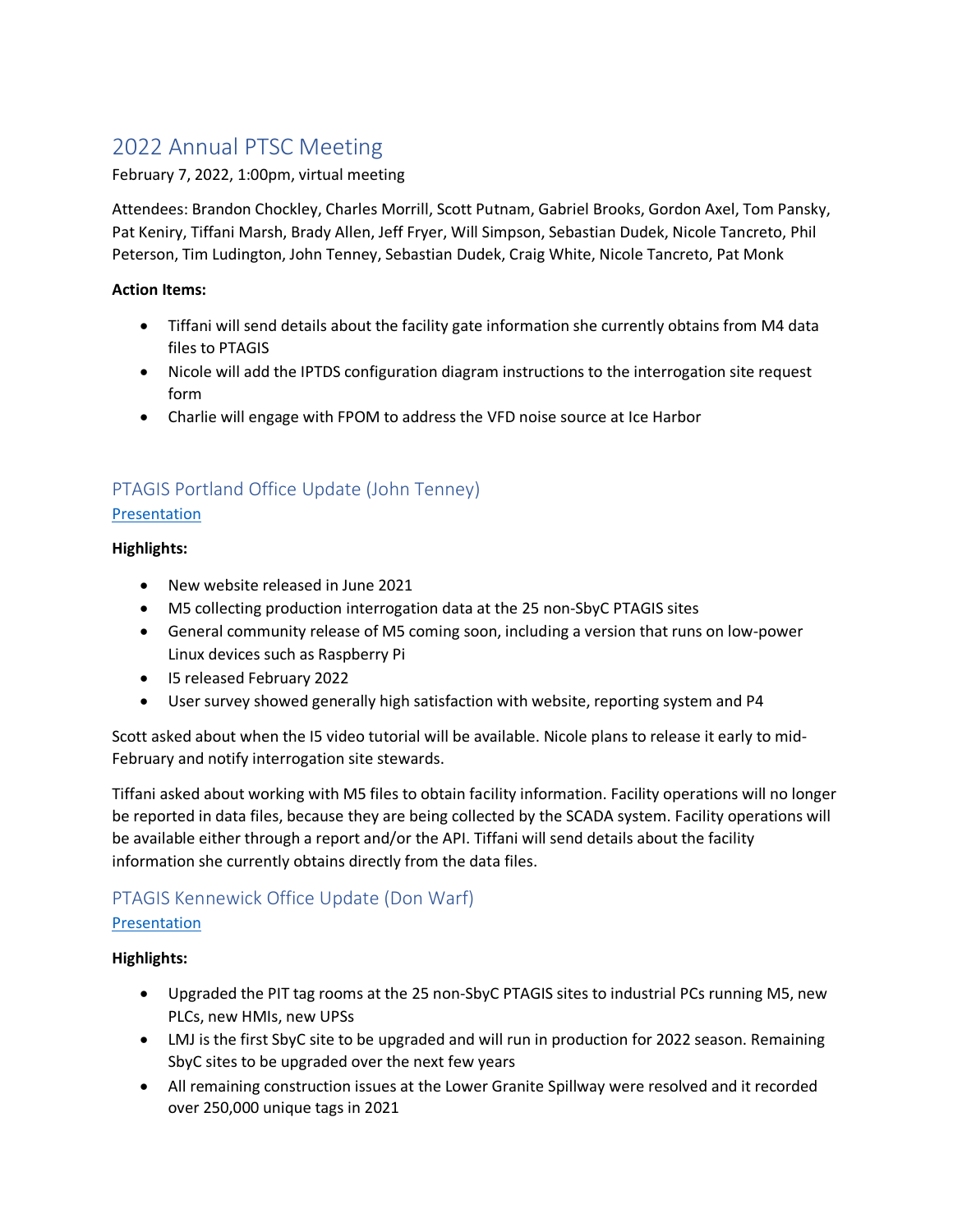# 2022 Annual PTSC Meeting

February 7, 2022, 1:00pm, virtual meeting

Attendees: Brandon Chockley, Charles Morrill, Scott Putnam, Gabriel Brooks, Gordon Axel, Tom Pansky, Pat Keniry, Tiffani Marsh, Brady Allen, Jeff Fryer, Will Simpson, Sebastian Dudek, Nicole Tancreto, Phil Peterson, Tim Ludington, John Tenney, Sebastian Dudek, Craig White, Nicole Tancreto, Pat Monk

**Action Items:**

- Tiffani will send details about the facility gate information she currently obtains from M4 data files to PTAGIS
- Nicole will add the IPTDS configuration diagram instructions to the interrogation site request form
- Charlie will engage with FPOM to address the VFD noise source at Ice Harbor

## PTAGIS Portland Office Update (John Tenney)

Presentation

**Highlights:**

- New website released in June 2021
- M5 collecting production interrogation data at the 25 non-SbyC PTAGIS sites
- General community release of M5 coming soon, including a version that runs on low-power Linux devices such as Raspberry Pi
- I5 released February 2022
- User survey showed generally high satisfaction with website, reporting system and P4

Scott asked about when the I5 video tutorial will be available. Nicole plans to release it early to mid-February and notify interrogation site stewards.

Tiffani asked about working with M5 files to obtain facility information. Facility operations will no longer be reported in data files, because they are being collected by the SCADA system. Facility operations will be available either through a report and/or the API. Tiffani will send details about the facility information she currently obtains directly from the data files.

## PTAGIS Kennewick Office Update (Don Warf)

Presentation

**Highlights:**

- Upgraded the PIT tag rooms at the 25 non-SbyC PTAGIS sites to industrial PCs running M5, new PLCs, new HMIs, new UPSs
- LMJ is the first SbyC site to be upgraded and will run in production for 2022 season. Remaining SbyC sites to be upgraded over the next few years
- All remaining construction issues at the Lower Granite Spillway were resolved and it recorded over 250,000 unique tags in 2021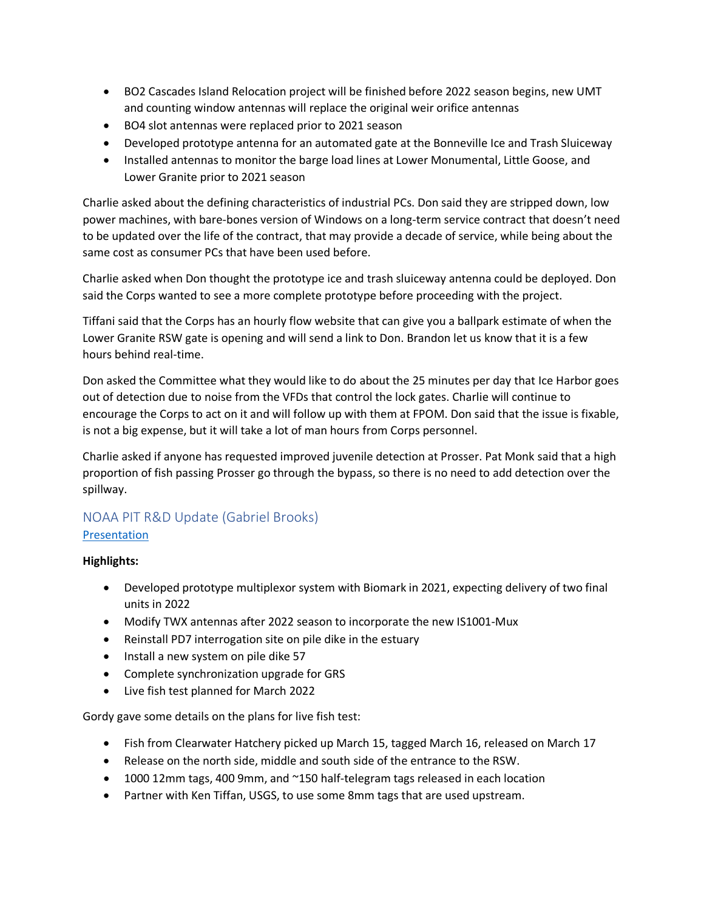- BO2 Cascades Island Relocation project will be finished before 2022 season begins, new UMT and counting window antennas will replace the original weir orifice antennas
- BO4 slot antennas were replaced prior to 2021 season
- Developed prototype antenna for an automated gate at the Bonneville Ice and Trash Sluiceway
- Installed antennas to monitor the barge load lines at Lower Monumental, Little Goose, and Lower Granite prior to 2021 season

Charlie asked about the defining characteristics of industrial PCs. Don said they are stripped down, low power machines, with bare-bones version of Windows on a long-term service contract that doesn't need to be updated over the life of the contract, that may provide a decade of service, while being about the same cost as consumer PCs that have been used before.

Charlie asked when Don thought the prototype ice and trash sluiceway antenna could be deployed. Don said the Corps wanted to see a more complete prototype before proceeding with the project.

Tiffani said that the Corps has an hourly flow website that can give you a ballpark estimate of when the Lower Granite RSW gate is opening and will send a link to Don. Brandon let us know that it is a few hours behind real-time.

Don asked the Committee what they would like to do about the 25 minutes per day that Ice Harbor goes out of detection due to noise from the VFDs that control the lock gates. Charlie will continue to encourage the Corps to act on it and will follow up with them at FPOM. Don said that the issue is fixable, is not a big expense, but it will take a lot of man hours from Corps personnel.

Charlie asked if anyone has requested improved juvenile detection at Prosser. Pat Monk said that a high proportion of fish passing Prosser go through the bypass, so there is no need to add detection over the spillway.

## NOAA PIT R&D Update (Gabriel Brooks)

Presentation

**Highlights:**

- Developed prototype multiplexor system with Biomark in 2021, expecting delivery of two final units in 2022
- Modify TWX antennas after 2022 season to incorporate the new IS1001-Mux
- Reinstall PD7 interrogation site on pile dike in the estuary
- Install a new system on pile dike 57
- Complete synchronization upgrade for GRS
- Live fish test planned for March 2022

Gordy gave some details on the plans for live fish test:

- Fish from Clearwater Hatchery picked up March 15, tagged March 16, released on March 17
- Release on the north side, middle and south side of the entrance to the RSW.
- 1000 12mm tags, 400 9mm, and ~150 half-telegram tags released in each location
- Partner with Ken Tiffan, USGS, to use some 8mm tags that are used upstream.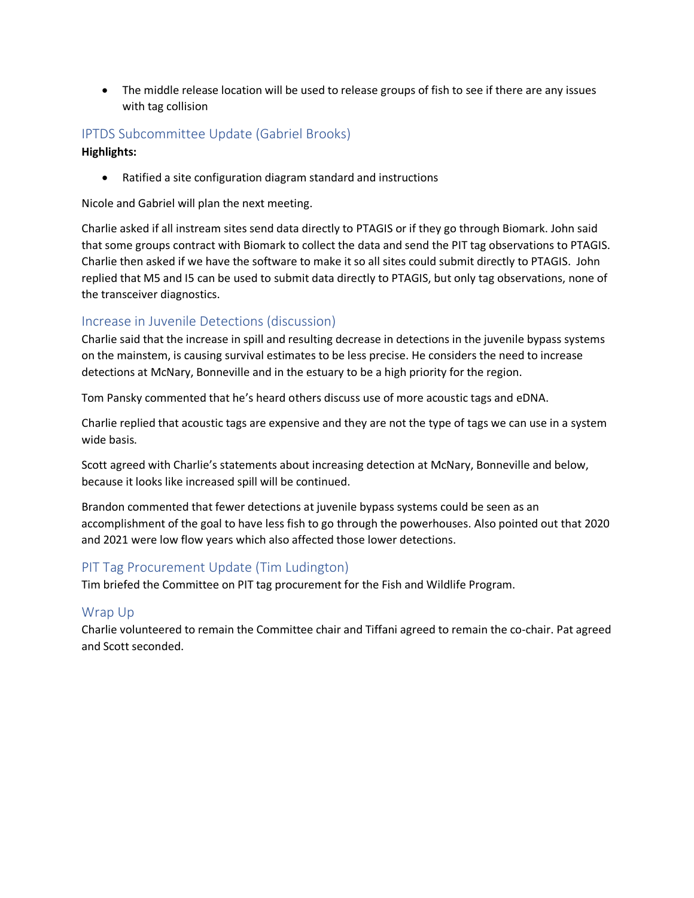- The middle release location will be used to release groups of fish to see if there are any issues with tag collision

## IPTDS Subcommittee Update (Gabriel Brooks)

**Highlights:**

- Ratified a site configuration diagram standard and instructions

Nicole and Gabriel will plan the next meeting.

Charlie asked if all instream sites send data directly to PTAGIS or if they go through Biomark. John said that some groups contract with Biomark to collect the data and send the PIT tag observations to PTAGIS. Charlie then asked if we have the software to make it so all sites could submit directly to PTAGIS. John replied that M5 and I5 can be used to submit data directly to PTAGIS, but only tag observations, none of the transceiver diagnostics.

## Increase in Juvenile Detections (discussion)

Charlie said that the increase in spill and resulting decrease in detections in the juvenile bypass systems on the mainstem, is causing survival estimates to be less precise. He considers the need to increase detections at McNary, Bonneville and in the estuary to be a high priority for the region.

Tom Pansky commented that he's heard others discuss use of more acoustic tags and eDNA.

Charlie replied that acoustic tags are expensive and they are not the type of tags we can use in a system wide basis.

Scott agreed with Charlie's statements about increasing detection at McNary, Bonneville and below, because it looks like increased spill will be continued.

Brandon commented that fewer detections at juvenile bypass systems could be seen as an accomplishment of the goal to have less fish to go through the powerhouses. Also pointed out that 2020 and 2021 were low flow years which also affected those lower detections.

## PIT Tag Procurement Update (Tim Ludington)

Tim briefed the Committee on PIT tag procurement for the Fish and Wildlife Program.

## Wrap Up

Charlie volunteered to remain the Committee chair and Tiffani agreed to remain the co-chair. Pat agreed and Scott seconded.